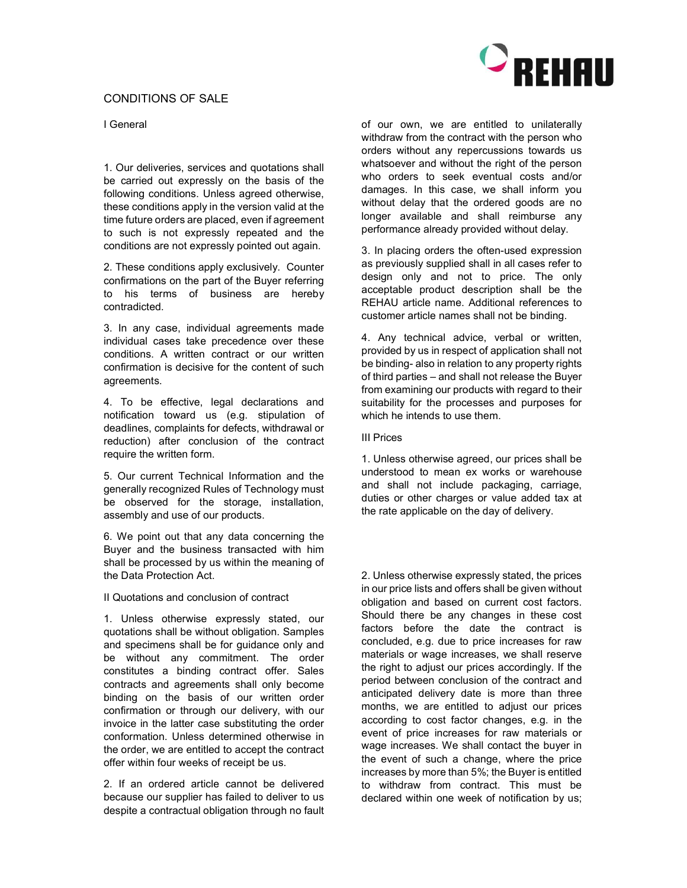# CONDITIONS OF SALE

## I General

1. Our deliveries, services and quotations shall be carried out expressly on the basis of the following conditions. Unless agreed otherwise, these conditions apply in the version valid at the time future orders are placed, even if agreement to such is not expressly repeated and the conditions are not expressly pointed out again.

2. These conditions apply exclusively. Counter confirmations on the part of the Buyer referring to his terms of business are hereby contradicted.

3. In any case, individual agreements made individual cases take precedence over these conditions. A written contract or our written confirmation is decisive for the content of such agreements.

4. To be effective, legal declarations and notification toward us (e.g. stipulation of deadlines, complaints for defects, withdrawal or reduction) after conclusion of the contract require the written form.

5. Our current Technical Information and the generally recognized Rules of Technology must be observed for the storage, installation, assembly and use of our products.

6. We point out that any data concerning the Buyer and the business transacted with him shall be processed by us within the meaning of the Data Protection Act.

## II Quotations and conclusion of contract

1. Unless otherwise expressly stated, our quotations shall be without obligation. Samples and specimens shall be for guidance only and be without any commitment. The order constitutes a binding contract offer. Sales contracts and agreements shall only become binding on the basis of our written order confirmation or through our delivery, with our invoice in the latter case substituting the order conformation. Unless determined otherwise in the order, we are entitled to accept the contract offer within four weeks of receipt be us.

2. If an ordered article cannot be delivered because our supplier has failed to deliver to us despite a contractual obligation through no fault of our own, we are entitled to unilaterally withdraw from the contract with the person who orders without any repercussions towards us whatsoever and without the right of the person who orders to seek eventual costs and/or damages. In this case, we shall inform you without delay that the ordered goods are no longer available and shall reimburse any performance already provided without delay.

3. In placing orders the often-used expression as previously supplied shall in all cases refer to design only and not to price. The only acceptable product description shall be the REHAU article name. Additional references to customer article names shall not be binding.

4. Any technical advice, verbal or written, provided by us in respect of application shall not be binding- also in relation to any property rights of third parties – and shall not release the Buyer from examining our products with regard to their suitability for the processes and purposes for which he intends to use them.

## III Prices

1. Unless otherwise agreed, our prices shall be understood to mean ex works or warehouse and shall not include packaging, carriage, duties or other charges or value added tax at the rate applicable on the day of delivery.

2. Unless otherwise expressly stated, the prices in our price lists and offers shall be given without obligation and based on current cost factors. Should there be any changes in these cost factors before the date the contract is concluded, e.g. due to price increases for raw materials or wage increases, we shall reserve the right to adjust our prices accordingly. If the period between conclusion of the contract and anticipated delivery date is more than three months, we are entitled to adjust our prices according to cost factor changes, e.g. in the event of price increases for raw materials or wage increases. We shall contact the buyer in the event of such a change, where the price increases by more than 5%; the Buyer is entitled to withdraw from contract. This must be declared within one week of notification by us;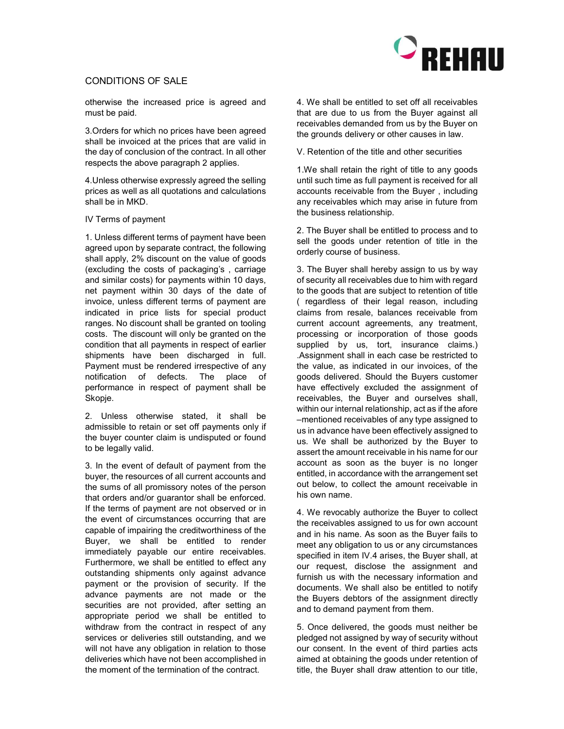otherwise the increased price is agreed and must be paid.

3.Orders for which no prices have been agreed shall be invoiced at the prices that are valid in the day of conclusion of the contract. In all other respects the above paragraph 2 applies.

4.Unless otherwise expressly agreed the selling prices as well as all quotations and calculations shall be in MKD.

IV Terms of payment

1. Unless different terms of payment have been agreed upon by separate contract, the following shall apply, 2% discount on the value of goods (excluding the costs of packaging's , carriage and similar costs) for payments within 10 days, net payment within 30 days of the date of invoice, unless different terms of payment are indicated in price lists for special product ranges. No discount shall be granted on tooling costs. The discount will only be granted on the condition that all payments in respect of earlier shipments have been discharged in full. Payment must be rendered irrespective of any notification of defects. The place of performance in respect of payment shall be Skopje.

2. Unless otherwise stated, it shall be admissible to retain or set off payments only if the buyer counter claim is undisputed or found to be legally valid.

3. In the event of default of payment from the buyer, the resources of all current accounts and the sums of all promissory notes of the person that orders and/or guarantor shall be enforced. If the terms of payment are not observed or in the event of circumstances occurring that are capable of impairing the creditworthiness of the Buyer, we shall be entitled to render immediately payable our entire receivables. Furthermore, we shall be entitled to effect any outstanding shipments only against advance payment or the provision of security. If the advance payments are not made or the securities are not provided, after setting an appropriate period we shall be entitled to withdraw from the contract in respect of any services or deliveries still outstanding, and we will not have any obligation in relation to those deliveries which have not been accomplished in the moment of the termination of the contract.

4. We shall be entitled to set off all receivables that are due to us from the Buyer against all receivables demanded from us by the Buyer on the grounds delivery or other causes in law.

V. Retention of the title and other securities

1.We shall retain the right of title to any goods until such time as full payment is received for all accounts receivable from the Buyer , including any receivables which may arise in future from the business relationship.

2. The Buyer shall be entitled to process and to sell the goods under retention of title in the orderly course of business.

3. The Buyer shall hereby assign to us by way of security all receivables due to him with regard to the goods that are subject to retention of title ( regardless of their legal reason, including claims from resale, balances receivable from current account agreements, any treatment, processing or incorporation of those goods supplied by us, tort, insurance claims.) .Assignment shall in each case be restricted to the value, as indicated in our invoices, of the goods delivered. Should the Buyers customer have effectively excluded the assignment of receivables, the Buyer and ourselves shall, within our internal relationship, act as if the afore –mentioned receivables of any type assigned to us in advance have been effectively assigned to us. We shall be authorized by the Buyer to assert the amount receivable in his name for our account as soon as the buyer is no longer entitled, in accordance with the arrangement set out below, to collect the amount receivable in his own name.

4. We revocably authorize the Buyer to collect the receivables assigned to us for own account and in his name. As soon as the Buyer fails to meet any obligation to us or any circumstances specified in item IV.4 arises, the Buyer shall, at our request, disclose the assignment and furnish us with the necessary information and documents. We shall also be entitled to notify the Buyers debtors of the assignment directly and to demand payment from them.

5. Once delivered, the goods must neither be pledged not assigned by way of security without our consent. In the event of third parties acts aimed at obtaining the goods under retention of title, the Buyer shall draw attention to our title,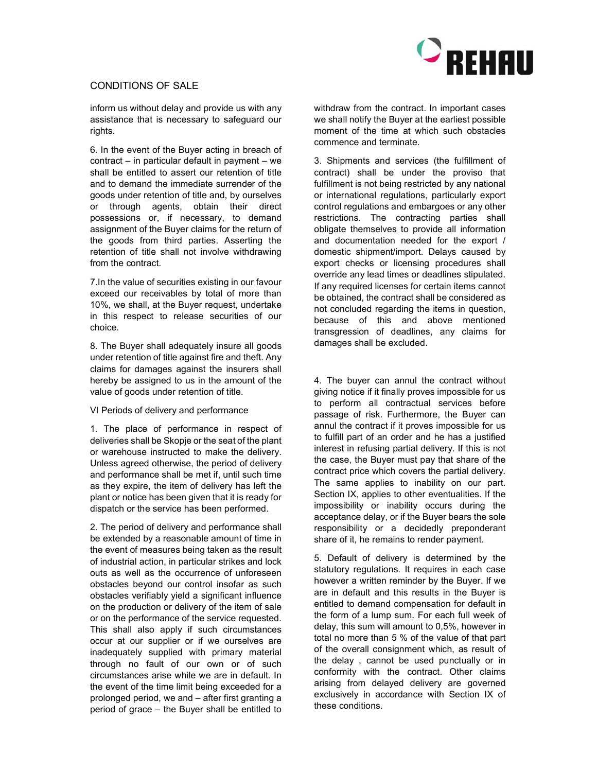inform us without delay and provide us with any assistance that is necessary to safeguard our rights.

6. In the event of the Buyer acting in breach of contract – in particular default in payment – we shall be entitled to assert our retention of title and to demand the immediate surrender of the goods under retention of title and, by ourselves or through agents, obtain their direct possessions or, if necessary, to demand assignment of the Buyer claims for the return of the goods from third parties. Asserting the retention of title shall not involve withdrawing from the contract.

7.In the value of securities existing in our favour exceed our receivables by total of more than 10%, we shall, at the Buyer request, undertake in this respect to release securities of our choice.

8. The Buyer shall adequately insure all goods under retention of title against fire and theft. Any claims for damages against the insurers shall hereby be assigned to us in the amount of the value of goods under retention of title.

VI Periods of delivery and performance

1. The place of performance in respect of deliveries shall be Skopje or the seat of the plant or warehouse instructed to make the delivery. Unless agreed otherwise, the period of delivery and performance shall be met if, until such time as they expire, the item of delivery has left the plant or notice has been given that it is ready for dispatch or the service has been performed.

2. The period of delivery and performance shall be extended by a reasonable amount of time in the event of measures being taken as the result of industrial action, in particular strikes and lock outs as well as the occurrence of unforeseen obstacles beyond our control insofar as such obstacles verifiably yield a significant influence on the production or delivery of the item of sale or on the performance of the service requested. This shall also apply if such circumstances occur at our supplier or if we ourselves are inadequately supplied with primary material through no fault of our own or of such circumstances arise while we are in default. In the event of the time limit being exceeded for a prolonged period, we and – after first granting a period of grace – the Buyer shall be entitled to withdraw from the contract. In important cases we shall notify the Buyer at the earliest possible moment of the time at which such obstacles commence and terminate.

3. Shipments and services (the fulfillment of contract) shall be under the proviso that fulfillment is not being restricted by any national or international regulations, particularly export control regulations and embargoes or any other restrictions. The contracting parties shall obligate themselves to provide all information and documentation needed for the export / domestic shipment/import. Delays caused by export checks or licensing procedures shall override any lead times or deadlines stipulated. If any required licenses for certain items cannot be obtained, the contract shall be considered as not concluded regarding the items in question, because of this and above mentioned transgression of deadlines, any claims for damages shall be excluded.

4. The buyer can annul the contract without giving notice if it finally proves impossible for us to perform all contractual services before passage of risk. Furthermore, the Buyer can annul the contract if it proves impossible for us to fulfill part of an order and he has a justified interest in refusing partial delivery. If this is not the case, the Buyer must pay that share of the contract price which covers the partial delivery. The same applies to inability on our part. Section IX, applies to other eventualities. If the impossibility or inability occurs during the acceptance delay, or if the Buyer bears the sole responsibility or a decidedly preponderant share of it, he remains to render payment.

5. Default of delivery is determined by the statutory regulations. It requires in each case however a written reminder by the Buyer. If we are in default and this results in the Buyer is entitled to demand compensation for default in the form of a lump sum. For each full week of delay, this sum will amount to 0,5%, however in total no more than 5 % of the value of that part of the overall consignment which, as result of the delay , cannot be used punctually or in conformity with the contract. Other claims arising from delayed delivery are governed exclusively in accordance with Section IX of these conditions.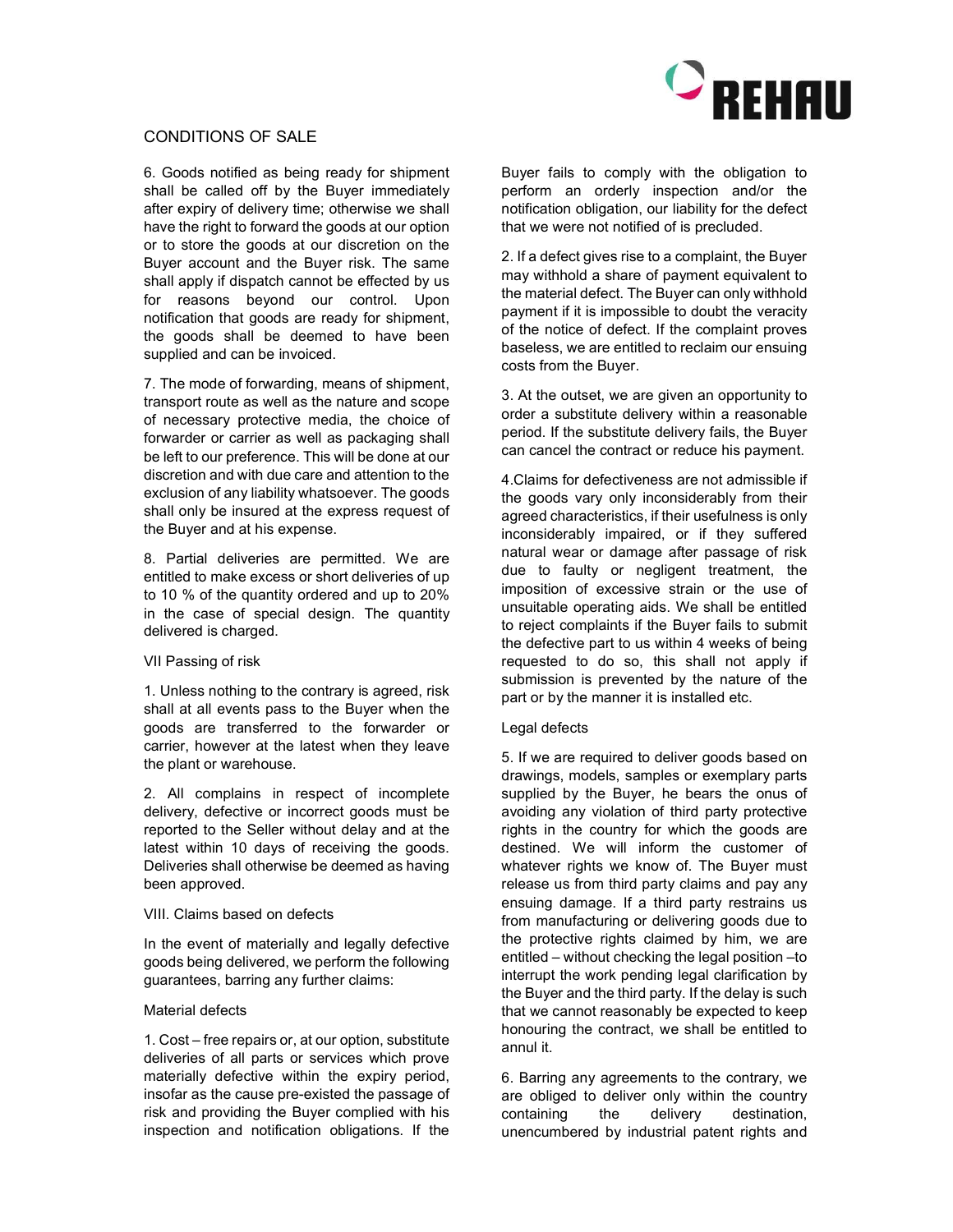CONDITIONS OF SALE

6. Goods notified as being ready for shipment shall be called off by the Buyer immediately after expiry of delivery time; otherwise we shall have the right to forward the goods at our option or to store the goods at our discretion on the Buyer account and the Buyer risk. The same shall apply if dispatch cannot be effected by us for reasons beyond our control. Upon notification that goods are ready for shipment, the goods shall be deemed to have been supplied and can be invoiced.

7. The mode of forwarding, means of shipment, transport route as well as the nature and scope of necessary protective media, the choice of forwarder or carrier as well as packaging shall be left to our preference. This will be done at our discretion and with due care and attention to the exclusion of any liability whatsoever. The goods shall only be insured at the express request of the Buyer and at his expense.

8. Partial deliveries are permitted. We are entitled to make excess or short deliveries of up to 10 % of the quantity ordered and up to 20% in the case of special design. The quantity delivered is charged.

## VII Passing of risk

1. Unless nothing to the contrary is agreed, risk shall at all events pass to the Buyer when the goods are transferred to the forwarder or carrier, however at the latest when they leave the plant or warehouse.

2. All complains in respect of incomplete delivery, defective or incorrect goods must be reported to the Seller without delay and at the latest within 10 days of receiving the goods. Deliveries shall otherwise be deemed as having been approved.

## VIII. Claims based on defects

In the event of materially and legally defective goods being delivered, we perform the following guarantees, barring any further claims:

### Material defects

1. Cost – free repairs or, at our option, substitute deliveries of all parts or services which prove materially defective within the expiry period, insofar as the cause pre-existed the passage of risk and providing the Buyer complied with his inspection and notification obligations. If the Buyer fails to comply with the obligation to perform an orderly inspection and/or the notification obligation, our liability for the defect that we were not notified of is precluded.

2. If a defect gives rise to a complaint, the Buyer may withhold a share of payment equivalent to the material defect. The Buyer can only withhold payment if it is impossible to doubt the veracity of the notice of defect. If the complaint proves baseless, we are entitled to reclaim our ensuing costs from the Buyer.

3. At the outset, we are given an opportunity to order a substitute delivery within a reasonable period. If the substitute delivery fails, the Buyer can cancel the contract or reduce his payment.

4.Claims for defectiveness are not admissible if the goods vary only inconsiderably from their agreed characteristics, if their usefulness is only inconsiderably impaired, or if they suffered natural wear or damage after passage of risk due to faulty or negligent treatment, the imposition of excessive strain or the use of unsuitable operating aids. We shall be entitled to reject complaints if the Buyer fails to submit the defective part to us within 4 weeks of being requested to do so, this shall not apply if submission is prevented by the nature of the part or by the manner it is installed etc.

### Legal defects

5. If we are required to deliver goods based on drawings, models, samples or exemplary parts supplied by the Buyer, he bears the onus of avoiding any violation of third party protective rights in the country for which the goods are destined. We will inform the customer of whatever rights we know of. The Buyer must release us from third party claims and pay any ensuing damage. If a third party restrains us from manufacturing or delivering goods due to the protective rights claimed by him, we are entitled – without checking the legal position –to interrupt the work pending legal clarification by the Buyer and the third party. If the delay is such that we cannot reasonably be expected to keep honouring the contract, we shall be entitled to annul it.

6. Barring any agreements to the contrary, we are obliged to deliver only within the country containing the delivery destination, unencumbered by industrial patent rights and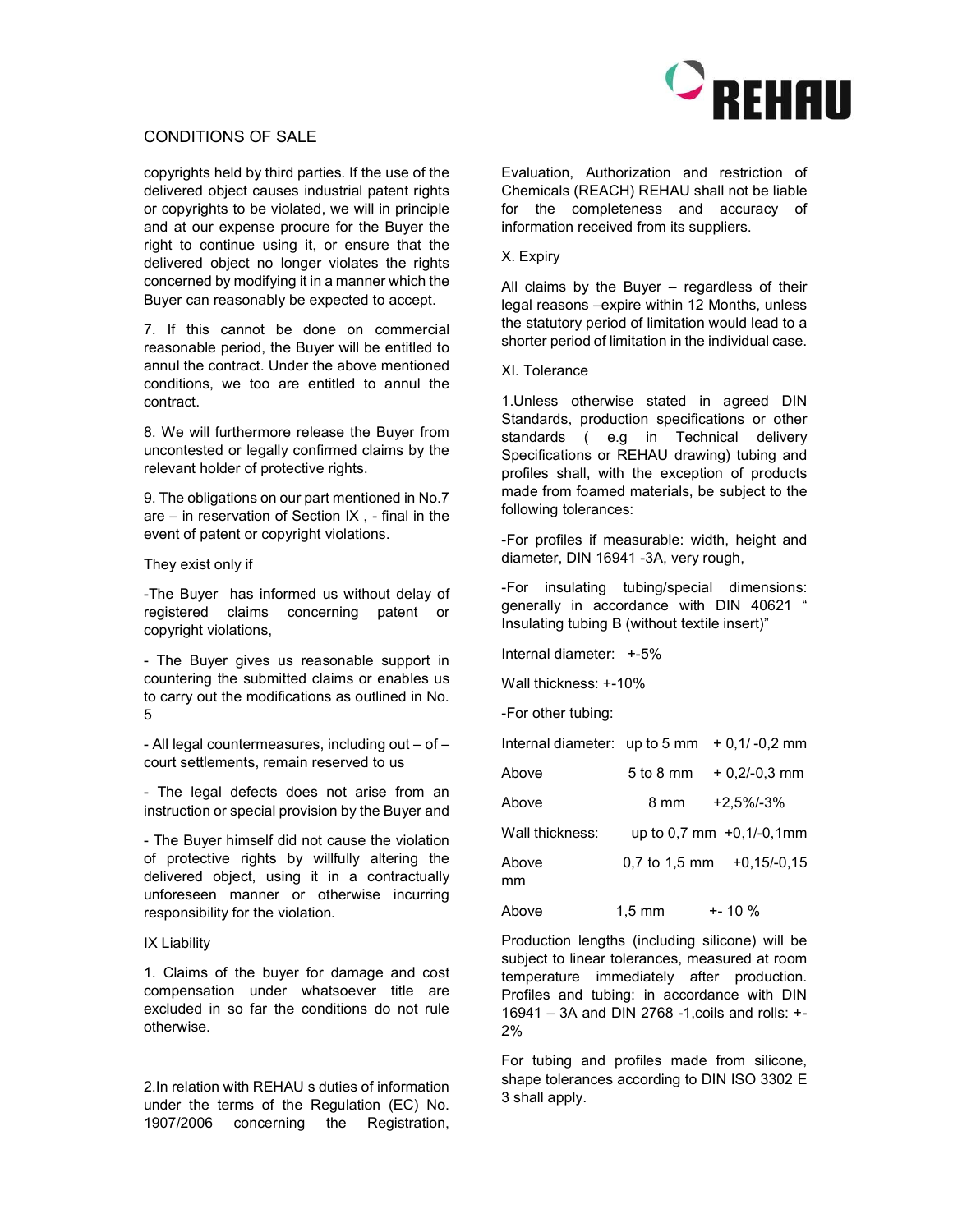# CONDITIONS OF SALE

copyrights held by third parties. If the use of the delivered object causes industrial patent rights or copyrights to be violated, we will in principle and at our expense procure for the Buyer the right to continue using it, or ensure that the delivered object no longer violates the rights concerned by modifying it in a manner which the Buyer can reasonably be expected to accept.

7. If this cannot be done on commercial reasonable period, the Buyer will be entitled to annul the contract. Under the above mentioned conditions, we too are entitled to annul the contract.

8. We will furthermore release the Buyer from uncontested or legally confirmed claims by the relevant holder of protective rights.

9. The obligations on our part mentioned in No.7 are – in reservation of Section IX , - final in the event of patent or copyright violations.

They exist only if

-The Buyer has informed us without delay of registered claims concerning patent or copyright violations,

- The Buyer gives us reasonable support in countering the submitted claims or enables us to carry out the modifications as outlined in No. 5

- All legal countermeasures, including out – of – court settlements, remain reserved to us

- The legal defects does not arise from an instruction or special provision by the Buyer and

- The Buyer himself did not cause the violation of protective rights by willfully altering the delivered object, using it in a contractually unforeseen manner or otherwise incurring responsibility for the violation.

IX Liability

1. Claims of the buyer for damage and cost compensation under whatsoever title are excluded in so far the conditions do not rule otherwise.

2.In relation with REHAU s duties of information under the terms of the Regulation (EC) No. 1907/2006 concerning the Registration, Evaluation, Authorization and restriction of Chemicals (REACH) REHAU shall not be liable for the completeness and accuracy of information received from its suppliers.

X. Expiry

All claims by the Buyer – regardless of their legal reasons –expire within 12 Months, unless the statutory period of limitation would lead to a shorter period of limitation in the individual case.

XI. Tolerance

1.Unless otherwise stated in agreed DIN Standards, production specifications or other standards ( e.g in Technical delivery Specifications or REHAU drawing) tubing and profiles shall, with the exception of products made from foamed materials, be subject to the following tolerances:

-For profiles if measurable: width, height and diameter, DIN 16941 -3A, very rough,

-For insulating tubing/special dimensions: generally in accordance with DIN 40621 " Insulating tubing B (without textile insert)"

Internal diameter: +-5%

Wall thickness: +-10%

-For other tubing:

| | | |
|---|---|---|
| Internal diameter: | up to 5 mm | + 0,1/ -0,2 mm |
| Above | 5 to 8 mm | + 0,2/-0,3 mm |
| Above | 8 mm | +2,5%/-3% |
| Wall thickness: | up to 0,7 mm | +0,1/-0,1mm |
| Above | 0,7 to 1,5 mm | +0,15/-0,15 mm |
| Above | 1,5 mm | +- 10 % |

Production lengths (including silicone) will be subject to linear tolerances, measured at room temperature immediately after production. Profiles and tubing: in accordance with DIN 16941 – 3A and DIN 2768 -1,coils and rolls: +- 2%

For tubing and profiles made from silicone, shape tolerances according to DIN ISO 3302 E 3 shall apply.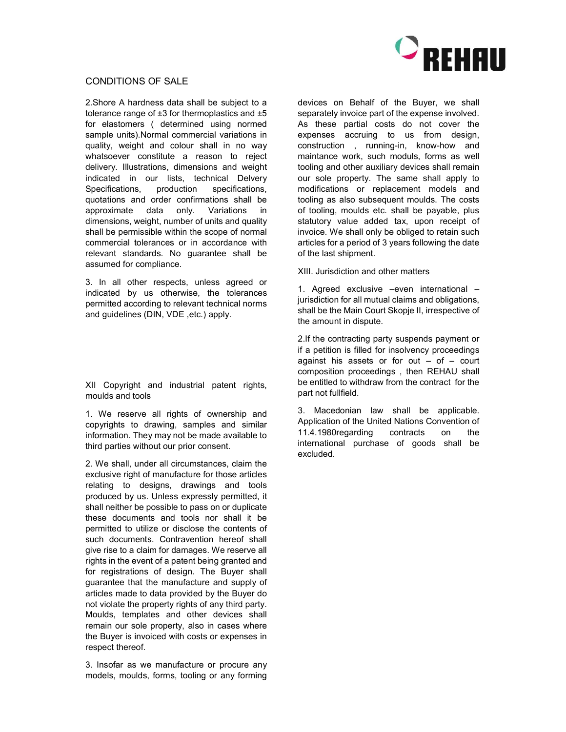CONDITIONS OF SALE

2.Shore A hardness data shall be subject to a tolerance range of ±3 for thermoplastics and ±5 for elastomers ( determined using normed sample units).Normal commercial variations in quality, weight and colour shall in no way whatsoever constitute a reason to reject delivery. Illustrations, dimensions and weight indicated in our lists, technical Delivery Specifications, production specifications, quotations and order confirmations shall be approximate data only. Variations in dimensions, weight, number of units and quality shall be permissible within the scope of normal commercial tolerances or in accordance with relevant standards. No guarantee shall be assumed for compliance.

3. In all other respects, unless agreed or indicated by us otherwise, the tolerances permitted according to relevant technical norms and guidelines (DIN, VDE ,etc.) apply.

XII Copyright and industrial patent rights, moulds and tools

1. We reserve all rights of ownership and copyrights to drawing, samples and similar information. They may not be made available to third parties without our prior consent.

2. We shall, under all circumstances, claim the exclusive right of manufacture for those articles relating to designs, drawings and tools produced by us. Unless expressly permitted, it shall neither be possible to pass on or duplicate these documents and tools nor shall it be permitted to utilize or disclose the contents of such documents. Contravention hereof shall give rise to a claim for damages. We reserve all rights in the event of a patent being granted and for registrations of design. The Buyer shall guarantee that the manufacture and supply of articles made to data provided by the Buyer do not violate the property rights of any third party. Moulds, templates and other devices shall remain our sole property, also in cases where the Buyer is invoiced with costs or expenses in respect thereof.

3. Insofar as we manufacture or procure any models, moulds, forms, tooling or any forming devices on Behalf of the Buyer, we shall separately invoice part of the expense involved. As these partial costs do not cover the expenses accruing to us from design, construction , running-in, know-how and maintance work, such moduls, forms as well tooling and other auxiliary devices shall remain our sole property. The same shall apply to modifications or replacement models and tooling as also subsequent moulds. The costs of tooling, moulds etc. shall be payable, plus statutory value added tax, upon receipt of invoice. We shall only be obliged to retain such articles for a period of 3 years following the date of the last shipment.

XIII. Jurisdiction and other matters

1. Agreed exclusive –even international – jurisdiction for all mutual claims and obligations, shall be the Main Court Skopje II, irrespective of the amount in dispute.

2.If the contracting party suspends payment or if a petition is filled for insolvency proceedings against his assets or for out – of – court composition proceedings , then REHAU shall be entitled to withdraw from the contract for the part not fullfield.

3. Macedonian law shall be applicable. Application of the United Nations Convention of 11.4.1980regarding contracts on the international purchase of goods shall be excluded.